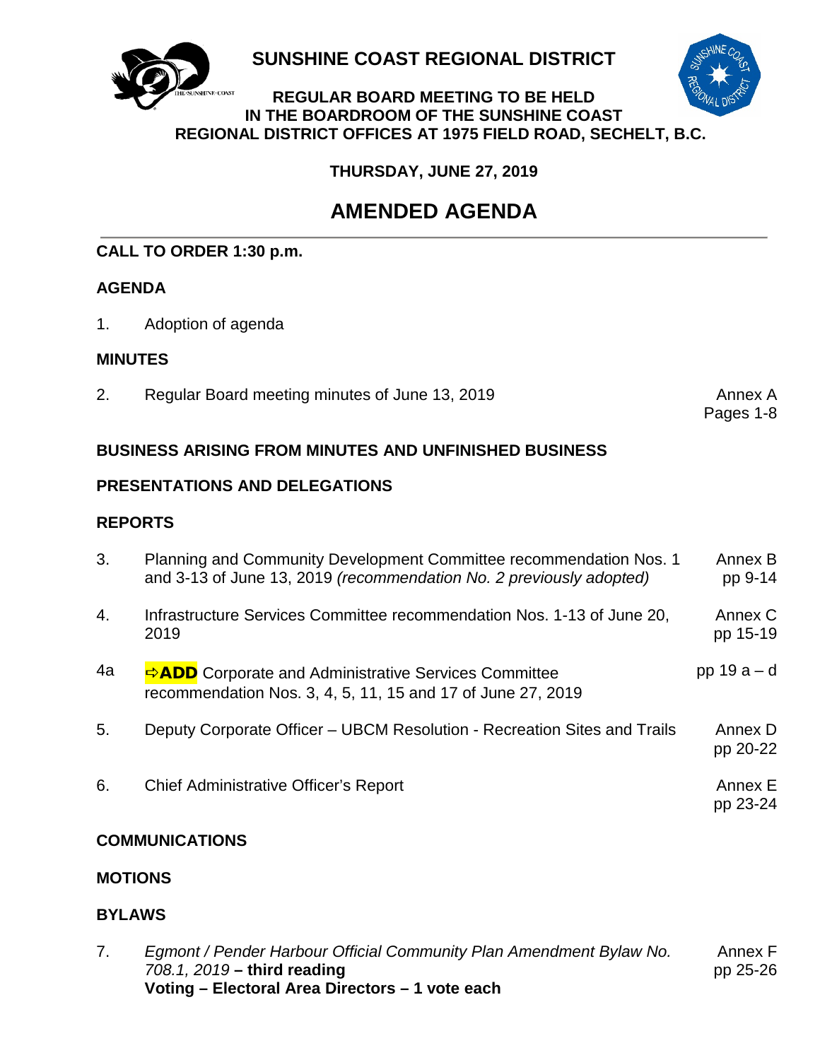# SUNSHINE COAST REGIONAL DISTRICT

**REGULAR BOARD MEETING TO BE HELD IN THE BOARDROOM OF THE SUNSHINE COAST REGIONAL DISTRICT OFFICES AT 1975 FIELD ROAD, SECHELT, B.C.**

**THURSDAY, JUNE 27, 2019**

## AMENDED AGENDA

**CALL TO ORDER 1:30 p.m.**

**AGENDA**

1. Adoption of agenda

**MINUTES**

2. Regular Board meeting minutes of June 13, 2019 — Annex A, Pages 1-8

**BUSINESS ARISING FROM MINUTES AND UNFINISHED BUSINESS**

**PRESENTATIONS AND DELEGATIONS**

**REPORTS**

3. Planning and Community Development Committee recommendation Nos. 1 and 3-13 of June 13, 2019 *(recommendation No. 2 previously adopted)* — Annex B, pp 9-14

4. Infrastructure Services Committee recommendation Nos. 1-13 of June 20, 2019 — Annex C, pp 15-19

4a. ⇨**ADD** Corporate and Administrative Services Committee recommendation Nos. 3, 4, 5, 11, 15 and 17 of June 27, 2019 — pp 19 a – d

5. Deputy Corporate Officer – UBCM Resolution - Recreation Sites and Trails — Annex D, pp 20-22

6. Chief Administrative Officer's Report — Annex E, pp 23-24

**COMMUNICATIONS**

**MOTIONS**

**BYLAWS**

7. *Egmont / Pender Harbour Official Community Plan Amendment Bylaw No. 708.1, 2019* **– third reading** — Annex F, pp 25-26
   **Voting – Electoral Area Directors – 1 vote each**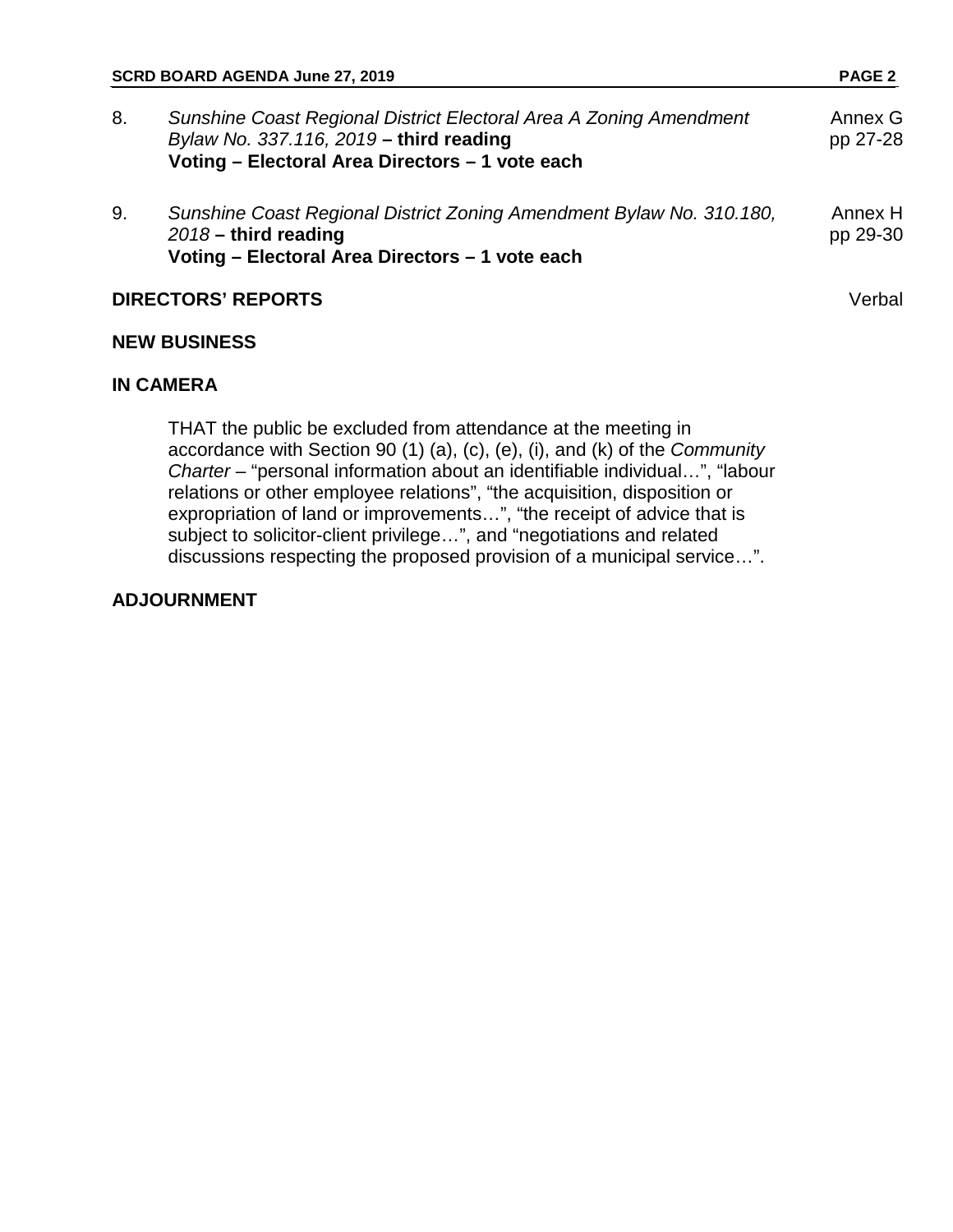8. *Sunshine Coast Regional District Electoral Area A Zoning Amendment Bylaw No. 337.116, 2019* **– third reading** — Annex G, pp 27-28
   **Voting – Electoral Area Directors – 1 vote each**

9. *Sunshine Coast Regional District Zoning Amendment Bylaw No. 310.180, 2018* **– third reading** — Annex H, pp 29-30
   **Voting – Electoral Area Directors – 1 vote each**

## DIRECTORS' REPORTS

Verbal

## NEW BUSINESS

## IN CAMERA

THAT the public be excluded from attendance at the meeting in accordance with Section 90 (1) (a), (c), (e), (i), and (k) of the *Community Charter* – "personal information about an identifiable individual…", "labour relations or other employee relations", "the acquisition, disposition or expropriation of land or improvements…", "the receipt of advice that is subject to solicitor-client privilege…", and "negotiations and related discussions respecting the proposed provision of a municipal service…".

## ADJOURNMENT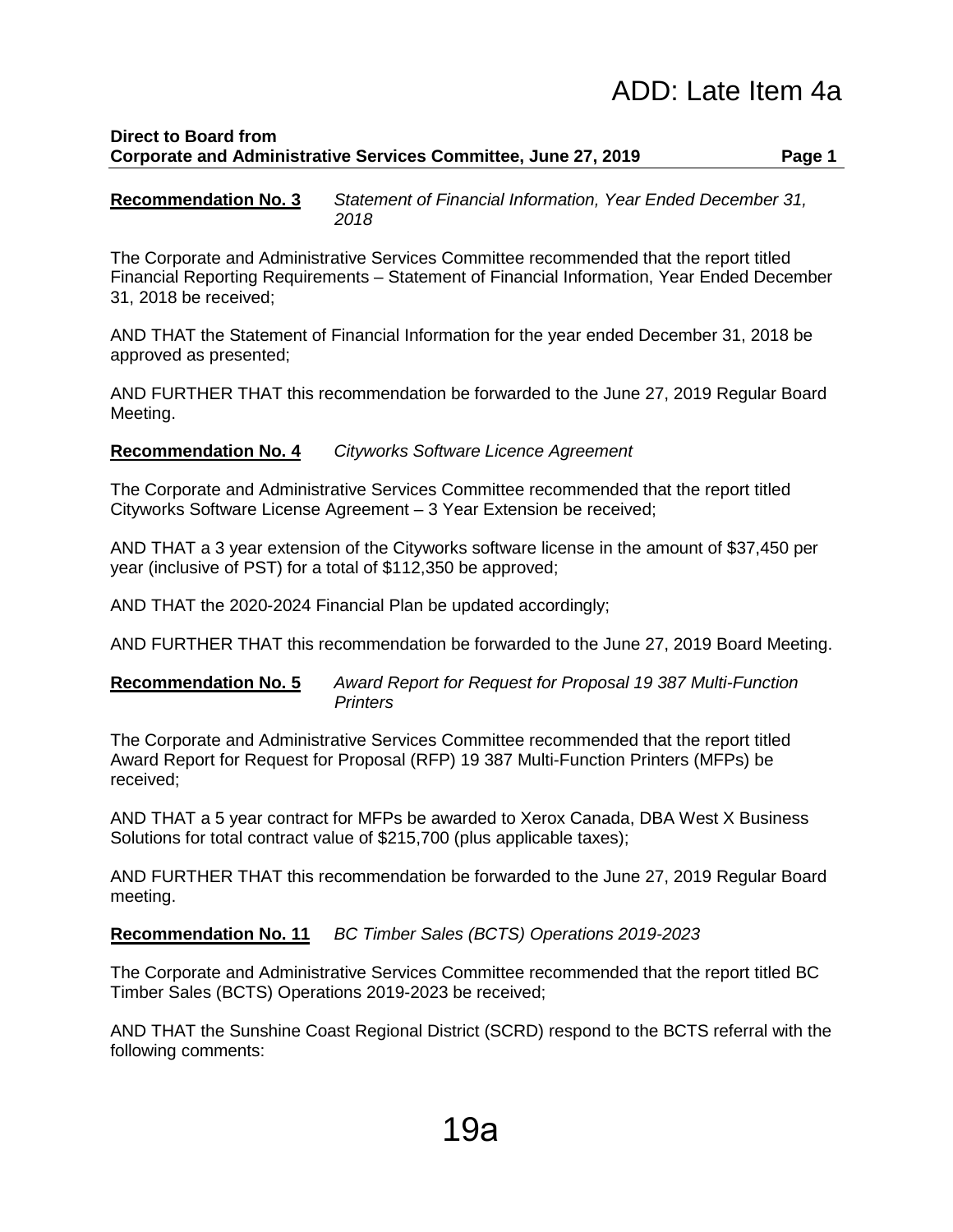ADD: Late Item 4a

**Direct to Board from**
**Corporate and Administrative Services Committee, June 27, 2019**

**Recommendation No. 3** *Statement of Financial Information, Year Ended December 31, 2018*

The Corporate and Administrative Services Committee recommended that the report titled Financial Reporting Requirements – Statement of Financial Information, Year Ended December 31, 2018 be received;

AND THAT the Statement of Financial Information for the year ended December 31, 2018 be approved as presented;

AND FURTHER THAT this recommendation be forwarded to the June 27, 2019 Regular Board Meeting.

**Recommendation No. 4** *Cityworks Software Licence Agreement*

The Corporate and Administrative Services Committee recommended that the report titled Cityworks Software License Agreement – 3 Year Extension be received;

AND THAT a 3 year extension of the Cityworks software license in the amount of $37,450 per year (inclusive of PST) for a total of $112,350 be approved;

AND THAT the 2020-2024 Financial Plan be updated accordingly;

AND FURTHER THAT this recommendation be forwarded to the June 27, 2019 Board Meeting.

**Recommendation No. 5** *Award Report for Request for Proposal 19 387 Multi-Function Printers*

The Corporate and Administrative Services Committee recommended that the report titled Award Report for Request for Proposal (RFP) 19 387 Multi-Function Printers (MFPs) be received;

AND THAT a 5 year contract for MFPs be awarded to Xerox Canada, DBA West X Business Solutions for total contract value of $215,700 (plus applicable taxes);

AND FURTHER THAT this recommendation be forwarded to the June 27, 2019 Regular Board meeting.

**Recommendation No. 11** *BC Timber Sales (BCTS) Operations 2019-2023*

The Corporate and Administrative Services Committee recommended that the report titled BC Timber Sales (BCTS) Operations 2019-2023 be received;

AND THAT the Sunshine Coast Regional District (SCRD) respond to the BCTS referral with the following comments:

19a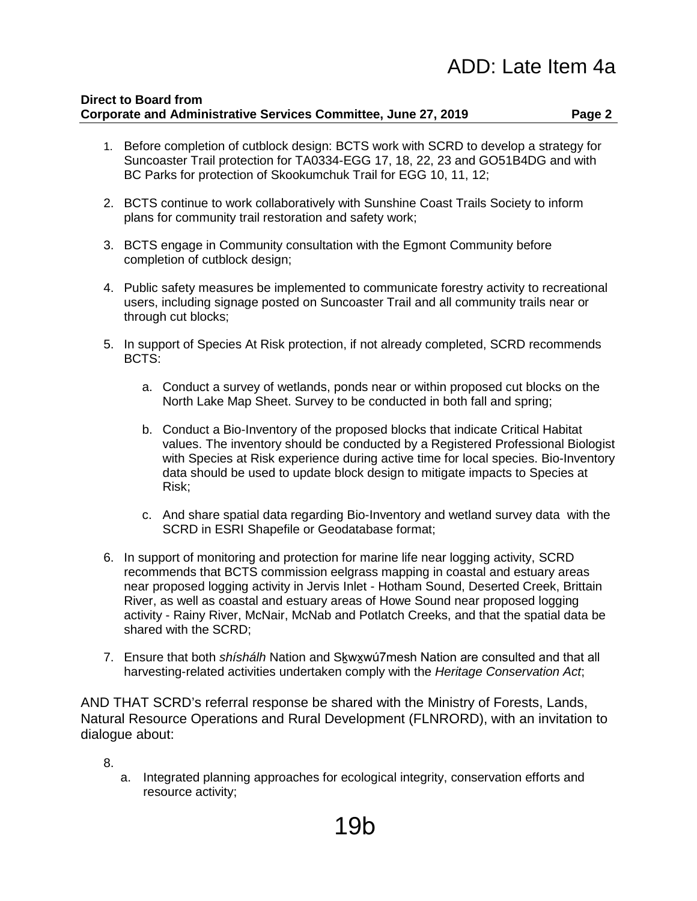1. Before completion of cutblock design: BCTS work with SCRD to develop a strategy for Suncoaster Trail protection for TA0334-EGG 17, 18, 22, 23 and GO51B4DG and with BC Parks for protection of Skookumchuk Trail for EGG 10, 11, 12;

2. BCTS continue to work collaboratively with Sunshine Coast Trails Society to inform plans for community trail restoration and safety work;

3. BCTS engage in Community consultation with the Egmont Community before completion of cutblock design;

4. Public safety measures be implemented to communicate forestry activity to recreational users, including signage posted on Suncoaster Trail and all community trails near or through cut blocks;

5. In support of Species At Risk protection, if not already completed, SCRD recommends BCTS:

    a. Conduct a survey of wetlands, ponds near or within proposed cut blocks on the North Lake Map Sheet. Survey to be conducted in both fall and spring;

    b. Conduct a Bio-Inventory of the proposed blocks that indicate Critical Habitat values. The inventory should be conducted by a Registered Professional Biologist with Species at Risk experience during active time for local species. Bio-Inventory data should be used to update block design to mitigate impacts to Species at Risk;

    c. And share spatial data regarding Bio-Inventory and wetland survey data with the SCRD in ESRI Shapefile or Geodatabase format;

6. In support of monitoring and protection for marine life near logging activity, SCRD recommends that BCTS commission eelgrass mapping in coastal and estuary areas near proposed logging activity in Jervis Inlet - Hotham Sound, Deserted Creek, Brittain River, as well as coastal and estuary areas of Howe Sound near proposed logging activity - Rainy River, McNair, McNab and Potlatch Creeks, and that the spatial data be shared with the SCRD;

7. Ensure that both *shíshálh* Nation and Sḵwx̱wú7mesh Nation are consulted and that all harvesting-related activities undertaken comply with the *Heritage Conservation Act*;

AND THAT SCRD's referral response be shared with the Ministry of Forests, Lands, Natural Resource Operations and Rural Development (FLNRORD), with an invitation to dialogue about:

8.
    a. Integrated planning approaches for ecological integrity, conservation efforts and resource activity;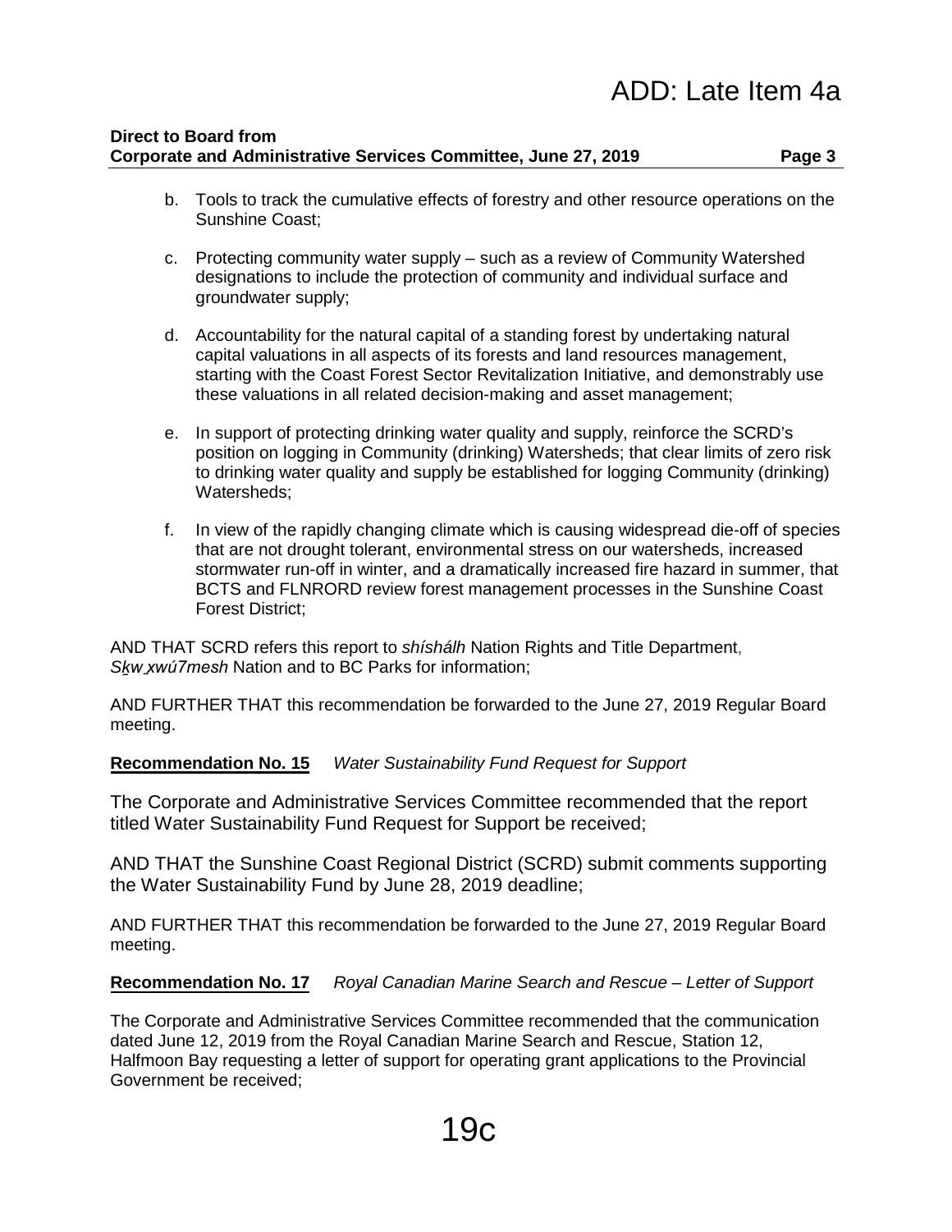b. Tools to track the cumulative effects of forestry and other resource operations on the Sunshine Coast;

c. Protecting community water supply – such as a review of Community Watershed designations to include the protection of community and individual surface and groundwater supply;

d. Accountability for the natural capital of a standing forest by undertaking natural capital valuations in all aspects of its forests and land resources management, starting with the Coast Forest Sector Revitalization Initiative, and demonstrably use these valuations in all related decision-making and asset management;

e. In support of protecting drinking water quality and supply, reinforce the SCRD's position on logging in Community (drinking) Watersheds; that clear limits of zero risk to drinking water quality and supply be established for logging Community (drinking) Watersheds;

f. In view of the rapidly changing climate which is causing widespread die-off of species that are not drought tolerant, environmental stress on our watersheds, increased stormwater run-off in winter, and a dramatically increased fire hazard in summer, that BCTS and FLNRORD review forest management processes in the Sunshine Coast Forest District;

AND THAT SCRD refers this report to *shíshálh* Nation Rights and Title Department, *Sḵw xwú7mesh* Nation and to BC Parks for information;

AND FURTHER THAT this recommendation be forwarded to the June 27, 2019 Regular Board meeting.

**Recommendation No. 15** *Water Sustainability Fund Request for Support*

The Corporate and Administrative Services Committee recommended that the report titled Water Sustainability Fund Request for Support be received;

AND THAT the Sunshine Coast Regional District (SCRD) submit comments supporting the Water Sustainability Fund by June 28, 2019 deadline;

AND FURTHER THAT this recommendation be forwarded to the June 27, 2019 Regular Board meeting.

**Recommendation No. 17** *Royal Canadian Marine Search and Rescue – Letter of Support*

The Corporate and Administrative Services Committee recommended that the communication dated June 12, 2019 from the Royal Canadian Marine Search and Rescue, Station 12, Halfmoon Bay requesting a letter of support for operating grant applications to the Provincial Government be received;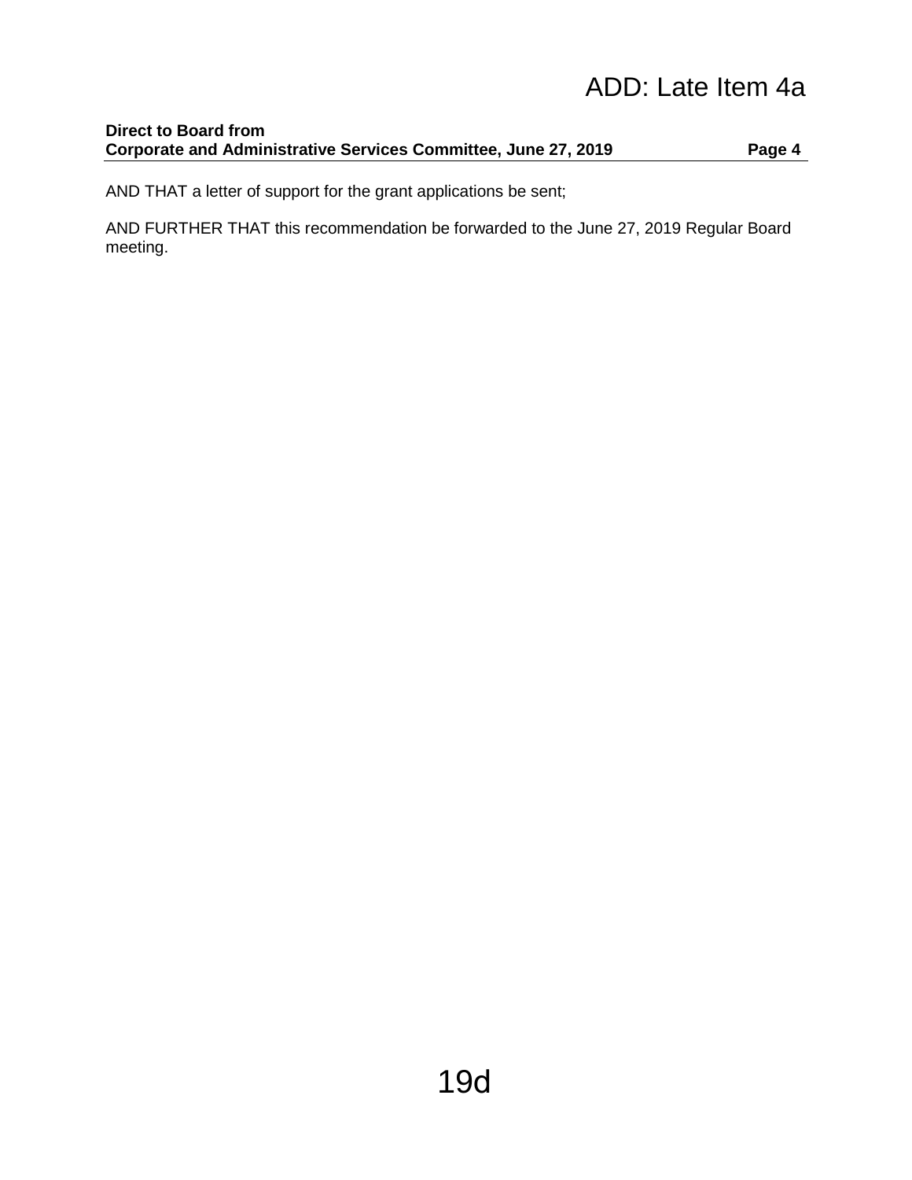AND THAT a letter of support for the grant applications be sent;

AND FURTHER THAT this recommendation be forwarded to the June 27, 2019 Regular Board meeting.